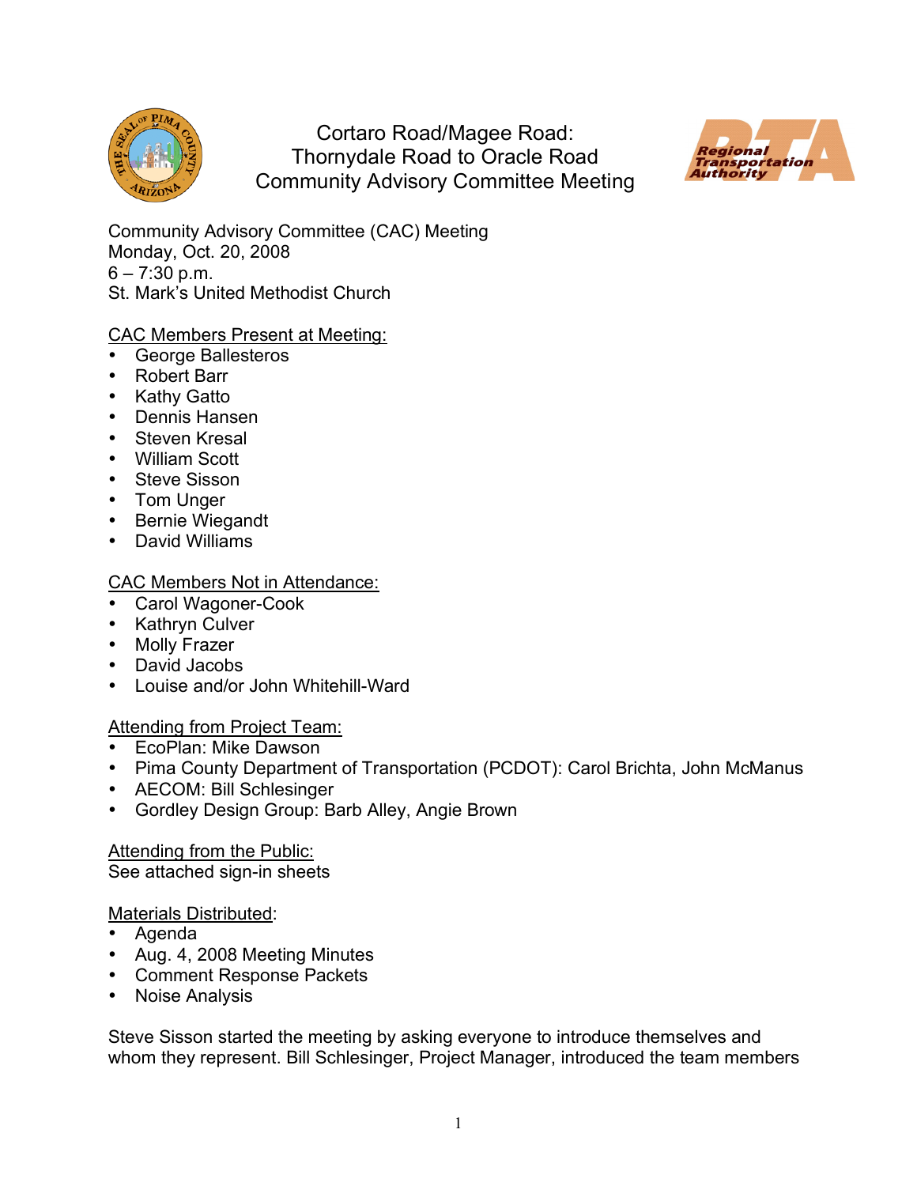# Cortaro Road/Magee Road: Thornydale Road to Oracle Road Community Advisory Committee Meeting

Community Advisory Committee (CAC) Meeting
Monday, Oct. 20, 2008
6 – 7:30 p.m.
St. Mark's United Methodist Church

<u>CAC Members Present at Meeting:</u>

- George Ballesteros
- Robert Barr
- Kathy Gatto
- Dennis Hansen
- Steven Kresal
- William Scott
- Steve Sisson
- Tom Unger
- Bernie Wiegandt
- David Williams

<u>CAC Members Not in Attendance:</u>

- Carol Wagoner-Cook
- Kathryn Culver
- Molly Frazer
- David Jacobs
- Louise and/or John Whitehill-Ward

<u>Attending from Project Team:</u>

- EcoPlan: Mike Dawson
- Pima County Department of Transportation (PCDOT): Carol Brichta, John McManus
- AECOM: Bill Schlesinger
- Gordley Design Group: Barb Alley, Angie Brown

<u>Attending from the Public:</u>
See attached sign-in sheets

<u>Materials Distributed</u>:

- Agenda
- Aug. 4, 2008 Meeting Minutes
- Comment Response Packets
- Noise Analysis

Steve Sisson started the meeting by asking everyone to introduce themselves and whom they represent. Bill Schlesinger, Project Manager, introduced the team members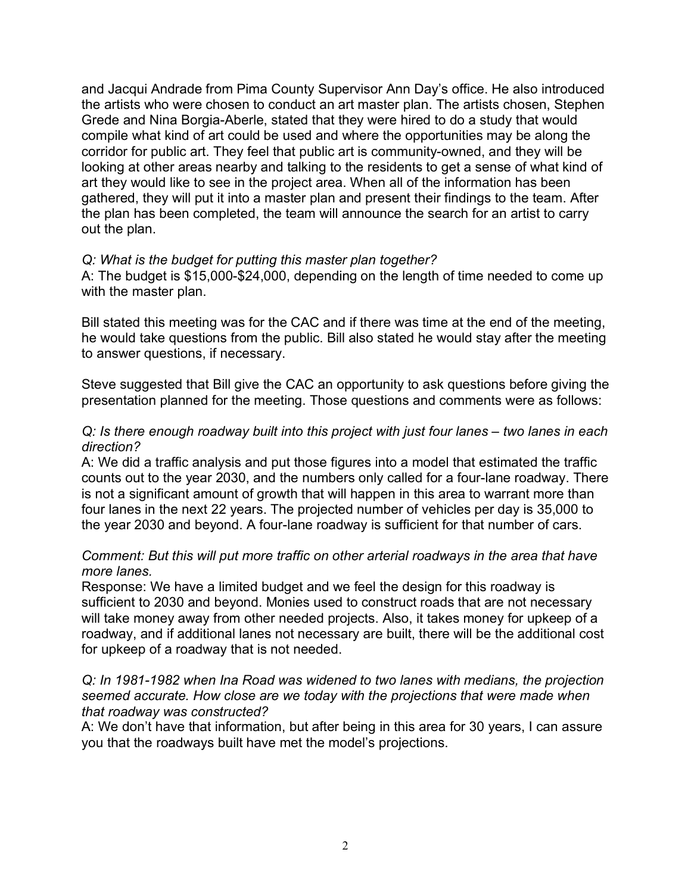and Jacqui Andrade from Pima County Supervisor Ann Day's office. He also introduced the artists who were chosen to conduct an art master plan. The artists chosen, Stephen Grede and Nina Borgia-Aberle, stated that they were hired to do a study that would compile what kind of art could be used and where the opportunities may be along the corridor for public art. They feel that public art is community-owned, and they will be looking at other areas nearby and talking to the residents to get a sense of what kind of art they would like to see in the project area. When all of the information has been gathered, they will put it into a master plan and present their findings to the team. After the plan has been completed, the team will announce the search for an artist to carry out the plan.

*Q: What is the budget for putting this master plan together?*
A: The budget is $15,000-$24,000, depending on the length of time needed to come up with the master plan.

Bill stated this meeting was for the CAC and if there was time at the end of the meeting, he would take questions from the public. Bill also stated he would stay after the meeting to answer questions, if necessary.

Steve suggested that Bill give the CAC an opportunity to ask questions before giving the presentation planned for the meeting. Those questions and comments were as follows:

*Q: Is there enough roadway built into this project with just four lanes – two lanes in each direction?*
A: We did a traffic analysis and put those figures into a model that estimated the traffic counts out to the year 2030, and the numbers only called for a four-lane roadway. There is not a significant amount of growth that will happen in this area to warrant more than four lanes in the next 22 years. The projected number of vehicles per day is 35,000 to the year 2030 and beyond. A four-lane roadway is sufficient for that number of cars.

*Comment: But this will put more traffic on other arterial roadways in the area that have more lanes.*
Response: We have a limited budget and we feel the design for this roadway is sufficient to 2030 and beyond. Monies used to construct roads that are not necessary will take money away from other needed projects. Also, it takes money for upkeep of a roadway, and if additional lanes not necessary are built, there will be the additional cost for upkeep of a roadway that is not needed.

*Q: In 1981-1982 when Ina Road was widened to two lanes with medians, the projection seemed accurate. How close are we today with the projections that were made when that roadway was constructed?*
A: We don't have that information, but after being in this area for 30 years, I can assure you that the roadways built have met the model's projections.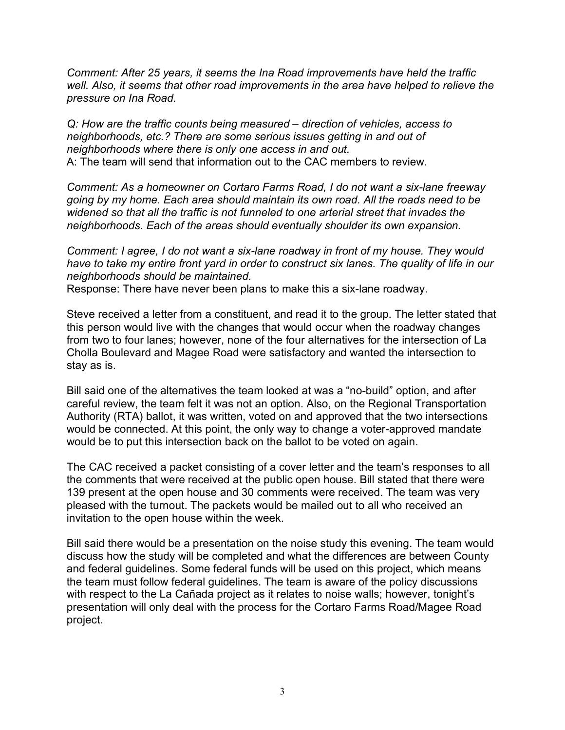*Comment: After 25 years, it seems the Ina Road improvements have held the traffic well. Also, it seems that other road improvements in the area have helped to relieve the pressure on Ina Road.*

*Q: How are the traffic counts being measured – direction of vehicles, access to neighborhoods, etc.? There are some serious issues getting in and out of neighborhoods where there is only one access in and out.*
A: The team will send that information out to the CAC members to review.

*Comment: As a homeowner on Cortaro Farms Road, I do not want a six-lane freeway going by my home. Each area should maintain its own road. All the roads need to be widened so that all the traffic is not funneled to one arterial street that invades the neighborhoods. Each of the areas should eventually shoulder its own expansion.*

*Comment: I agree, I do not want a six-lane roadway in front of my house. They would have to take my entire front yard in order to construct six lanes. The quality of life in our neighborhoods should be maintained.*
Response: There have never been plans to make this a six-lane roadway.

Steve received a letter from a constituent, and read it to the group. The letter stated that this person would live with the changes that would occur when the roadway changes from two to four lanes; however, none of the four alternatives for the intersection of La Cholla Boulevard and Magee Road were satisfactory and wanted the intersection to stay as is.

Bill said one of the alternatives the team looked at was a "no-build" option, and after careful review, the team felt it was not an option. Also, on the Regional Transportation Authority (RTA) ballot, it was written, voted on and approved that the two intersections would be connected. At this point, the only way to change a voter-approved mandate would be to put this intersection back on the ballot to be voted on again.

The CAC received a packet consisting of a cover letter and the team's responses to all the comments that were received at the public open house. Bill stated that there were 139 present at the open house and 30 comments were received. The team was very pleased with the turnout. The packets would be mailed out to all who received an invitation to the open house within the week.

Bill said there would be a presentation on the noise study this evening. The team would discuss how the study will be completed and what the differences are between County and federal guidelines. Some federal funds will be used on this project, which means the team must follow federal guidelines. The team is aware of the policy discussions with respect to the La Cañada project as it relates to noise walls; however, tonight's presentation will only deal with the process for the Cortaro Farms Road/Magee Road project.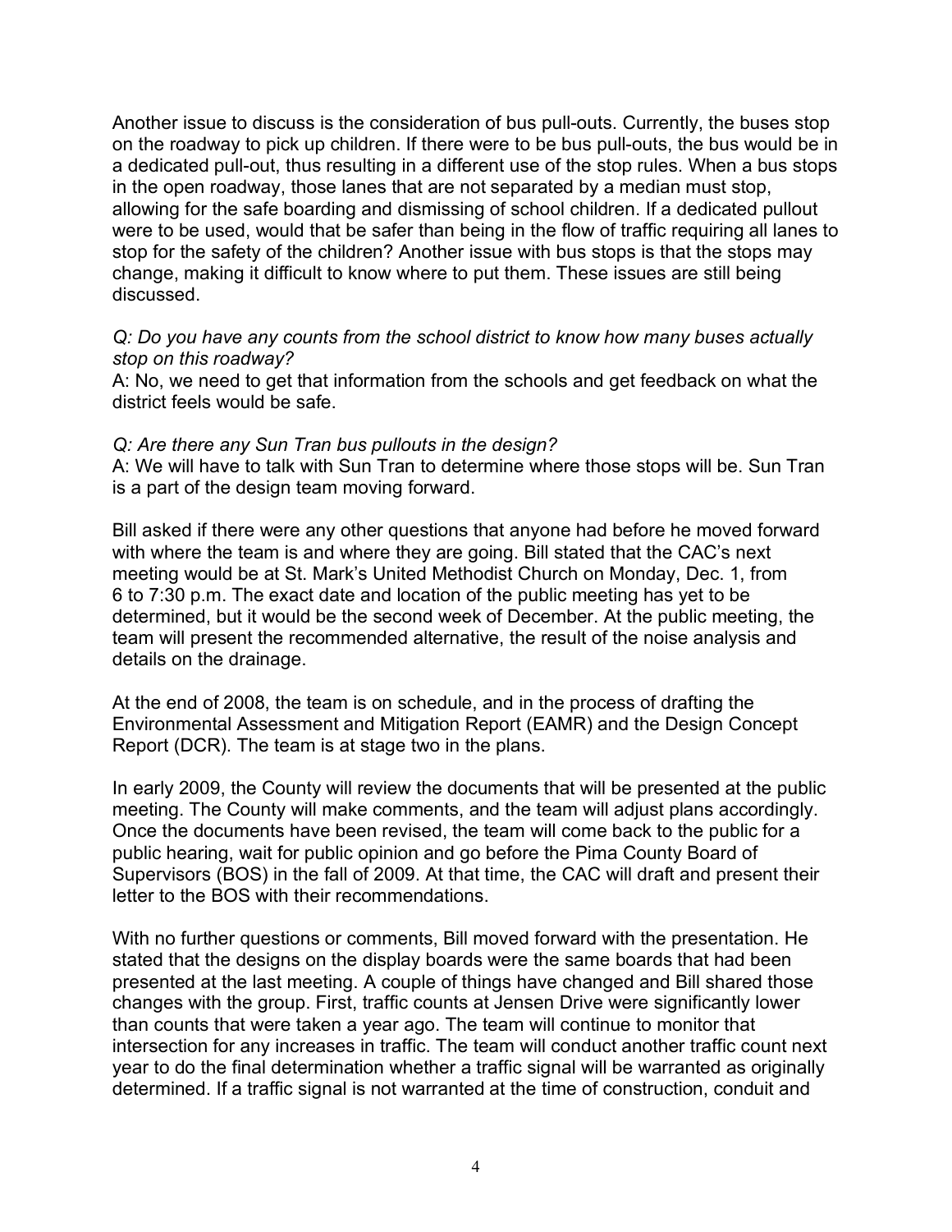Another issue to discuss is the consideration of bus pull-outs. Currently, the buses stop on the roadway to pick up children. If there were to be bus pull-outs, the bus would be in a dedicated pull-out, thus resulting in a different use of the stop rules. When a bus stops in the open roadway, those lanes that are not separated by a median must stop, allowing for the safe boarding and dismissing of school children. If a dedicated pullout were to be used, would that be safer than being in the flow of traffic requiring all lanes to stop for the safety of the children? Another issue with bus stops is that the stops may change, making it difficult to know where to put them. These issues are still being discussed.

*Q: Do you have any counts from the school district to know how many buses actually stop on this roadway?*
A: No, we need to get that information from the schools and get feedback on what the district feels would be safe.

*Q: Are there any Sun Tran bus pullouts in the design?*
A: We will have to talk with Sun Tran to determine where those stops will be. Sun Tran is a part of the design team moving forward.

Bill asked if there were any other questions that anyone had before he moved forward with where the team is and where they are going. Bill stated that the CAC's next meeting would be at St. Mark's United Methodist Church on Monday, Dec. 1, from 6 to 7:30 p.m. The exact date and location of the public meeting has yet to be determined, but it would be the second week of December. At the public meeting, the team will present the recommended alternative, the result of the noise analysis and details on the drainage.

At the end of 2008, the team is on schedule, and in the process of drafting the Environmental Assessment and Mitigation Report (EAMR) and the Design Concept Report (DCR). The team is at stage two in the plans.

In early 2009, the County will review the documents that will be presented at the public meeting. The County will make comments, and the team will adjust plans accordingly. Once the documents have been revised, the team will come back to the public for a public hearing, wait for public opinion and go before the Pima County Board of Supervisors (BOS) in the fall of 2009. At that time, the CAC will draft and present their letter to the BOS with their recommendations.

With no further questions or comments, Bill moved forward with the presentation. He stated that the designs on the display boards were the same boards that had been presented at the last meeting. A couple of things have changed and Bill shared those changes with the group. First, traffic counts at Jensen Drive were significantly lower than counts that were taken a year ago. The team will continue to monitor that intersection for any increases in traffic. The team will conduct another traffic count next year to do the final determination whether a traffic signal will be warranted as originally determined. If a traffic signal is not warranted at the time of construction, conduit and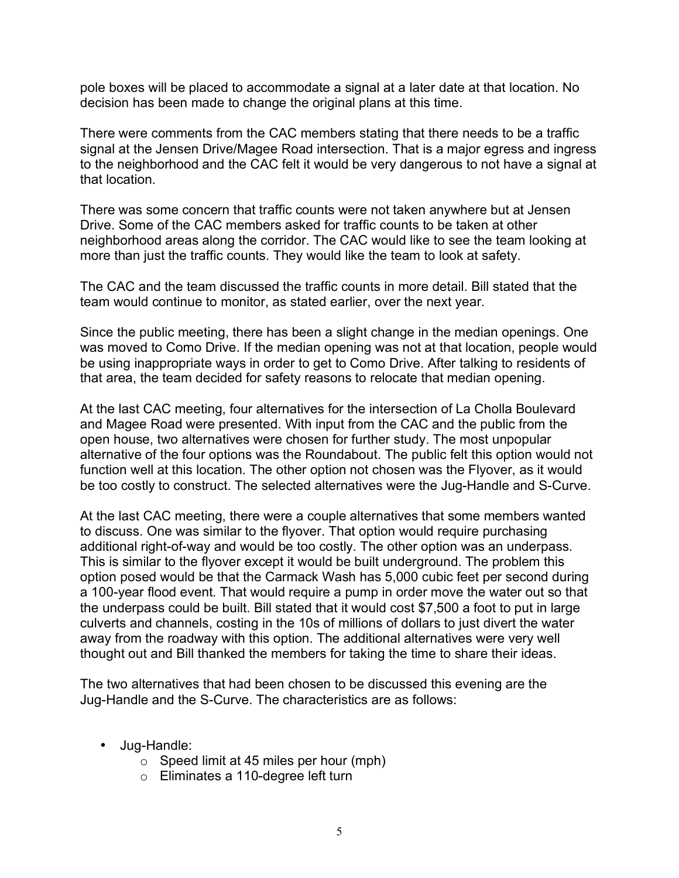pole boxes will be placed to accommodate a signal at a later date at that location. No decision has been made to change the original plans at this time.

There were comments from the CAC members stating that there needs to be a traffic signal at the Jensen Drive/Magee Road intersection. That is a major egress and ingress to the neighborhood and the CAC felt it would be very dangerous to not have a signal at that location.

There was some concern that traffic counts were not taken anywhere but at Jensen Drive. Some of the CAC members asked for traffic counts to be taken at other neighborhood areas along the corridor. The CAC would like to see the team looking at more than just the traffic counts. They would like the team to look at safety.

The CAC and the team discussed the traffic counts in more detail. Bill stated that the team would continue to monitor, as stated earlier, over the next year.

Since the public meeting, there has been a slight change in the median openings. One was moved to Como Drive. If the median opening was not at that location, people would be using inappropriate ways in order to get to Como Drive. After talking to residents of that area, the team decided for safety reasons to relocate that median opening.

At the last CAC meeting, four alternatives for the intersection of La Cholla Boulevard and Magee Road were presented. With input from the CAC and the public from the open house, two alternatives were chosen for further study. The most unpopular alternative of the four options was the Roundabout. The public felt this option would not function well at this location. The other option not chosen was the Flyover, as it would be too costly to construct. The selected alternatives were the Jug-Handle and S-Curve.

At the last CAC meeting, there were a couple alternatives that some members wanted to discuss. One was similar to the flyover. That option would require purchasing additional right-of-way and would be too costly. The other option was an underpass. This is similar to the flyover except it would be built underground. The problem this option posed would be that the Carmack Wash has 5,000 cubic feet per second during a 100-year flood event. That would require a pump in order move the water out so that the underpass could be built. Bill stated that it would cost $7,500 a foot to put in large culverts and channels, costing in the 10s of millions of dollars to just divert the water away from the roadway with this option. The additional alternatives were very well thought out and Bill thanked the members for taking the time to share their ideas.

The two alternatives that had been chosen to be discussed this evening are the Jug-Handle and the S-Curve. The characteristics are as follows:

- Jug-Handle:
  - Speed limit at 45 miles per hour (mph)
  - Eliminates a 110-degree left turn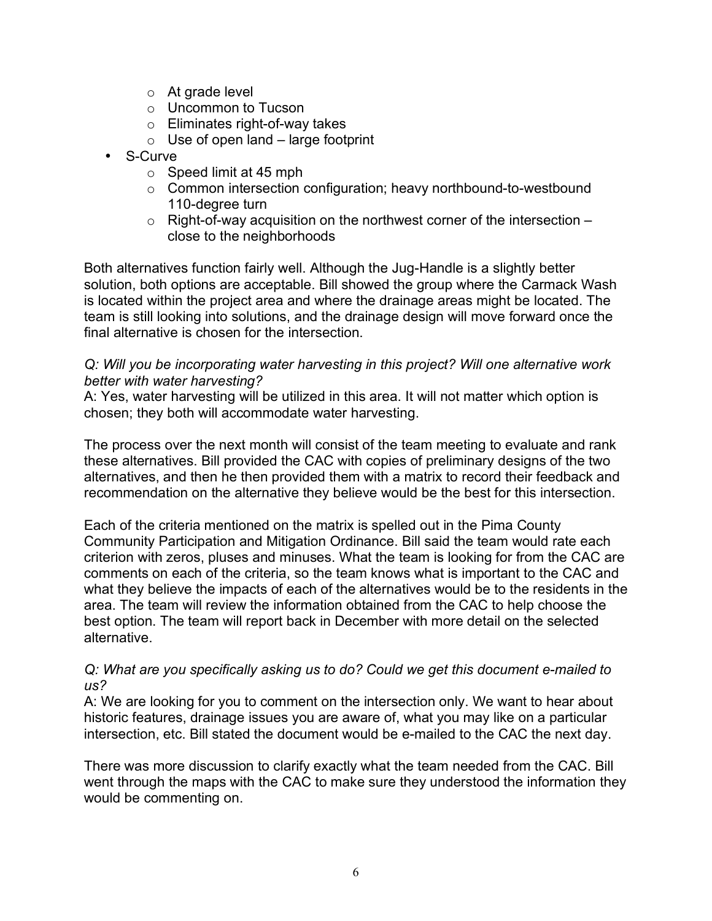- At grade level
  - Uncommon to Tucson
  - Eliminates right-of-way takes
  - Use of open land – large footprint
- S-Curve
  - Speed limit at 45 mph
  - Common intersection configuration; heavy northbound-to-westbound 110-degree turn
  - Right-of-way acquisition on the northwest corner of the intersection – close to the neighborhoods

Both alternatives function fairly well. Although the Jug-Handle is a slightly better solution, both options are acceptable. Bill showed the group where the Carmack Wash is located within the project area and where the drainage areas might be located. The team is still looking into solutions, and the drainage design will move forward once the final alternative is chosen for the intersection.

*Q: Will you be incorporating water harvesting in this project? Will one alternative work better with water harvesting?*
A: Yes, water harvesting will be utilized in this area. It will not matter which option is chosen; they both will accommodate water harvesting.

The process over the next month will consist of the team meeting to evaluate and rank these alternatives. Bill provided the CAC with copies of preliminary designs of the two alternatives, and then he then provided them with a matrix to record their feedback and recommendation on the alternative they believe would be the best for this intersection.

Each of the criteria mentioned on the matrix is spelled out in the Pima County Community Participation and Mitigation Ordinance. Bill said the team would rate each criterion with zeros, pluses and minuses. What the team is looking for from the CAC are comments on each of the criteria, so the team knows what is important to the CAC and what they believe the impacts of each of the alternatives would be to the residents in the area. The team will review the information obtained from the CAC to help choose the best option. The team will report back in December with more detail on the selected alternative.

*Q: What are you specifically asking us to do? Could we get this document e-mailed to us?*
A: We are looking for you to comment on the intersection only. We want to hear about historic features, drainage issues you are aware of, what you may like on a particular intersection, etc. Bill stated the document would be e-mailed to the CAC the next day.

There was more discussion to clarify exactly what the team needed from the CAC. Bill went through the maps with the CAC to make sure they understood the information they would be commenting on.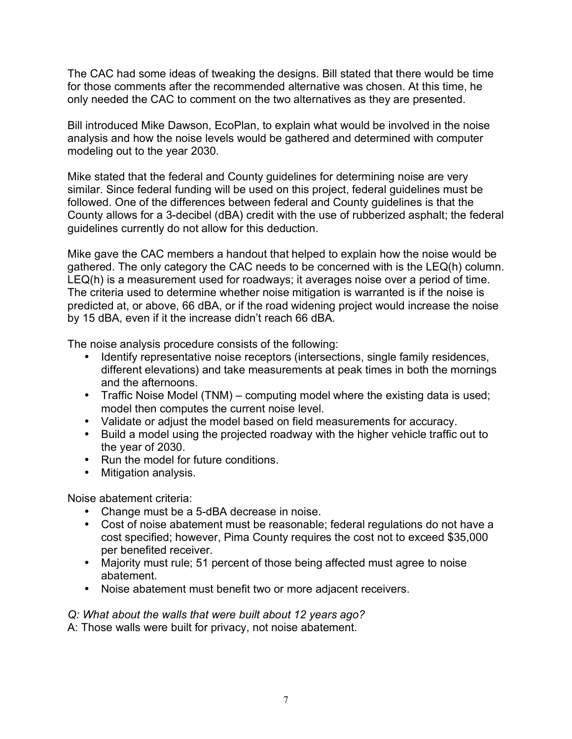The CAC had some ideas of tweaking the designs. Bill stated that there would be time for those comments after the recommended alternative was chosen. At this time, he only needed the CAC to comment on the two alternatives as they are presented.

Bill introduced Mike Dawson, EcoPlan, to explain what would be involved in the noise analysis and how the noise levels would be gathered and determined with computer modeling out to the year 2030.

Mike stated that the federal and County guidelines for determining noise are very similar. Since federal funding will be used on this project, federal guidelines must be followed. One of the differences between federal and County guidelines is that the County allows for a 3-decibel (dBA) credit with the use of rubberized asphalt; the federal guidelines currently do not allow for this deduction.

Mike gave the CAC members a handout that helped to explain how the noise would be gathered. The only category the CAC needs to be concerned with is the LEQ(h) column. LEQ(h) is a measurement used for roadways; it averages noise over a period of time. The criteria used to determine whether noise mitigation is warranted is if the noise is predicted at, or above, 66 dBA, or if the road widening project would increase the noise by 15 dBA, even if it the increase didn't reach 66 dBA.

The noise analysis procedure consists of the following:

- Identify representative noise receptors (intersections, single family residences, different elevations) and take measurements at peak times in both the mornings and the afternoons.
- Traffic Noise Model (TNM) – computing model where the existing data is used; model then computes the current noise level.
- Validate or adjust the model based on field measurements for accuracy.
- Build a model using the projected roadway with the higher vehicle traffic out to the year of 2030.
- Run the model for future conditions.
- Mitigation analysis.

Noise abatement criteria:

- Change must be a 5-dBA decrease in noise.
- Cost of noise abatement must be reasonable; federal regulations do not have a cost specified; however, Pima County requires the cost not to exceed $35,000 per benefited receiver.
- Majority must rule; 51 percent of those being affected must agree to noise abatement.
- Noise abatement must benefit two or more adjacent receivers.

*Q: What about the walls that were built about 12 years ago?*
A: Those walls were built for privacy, not noise abatement.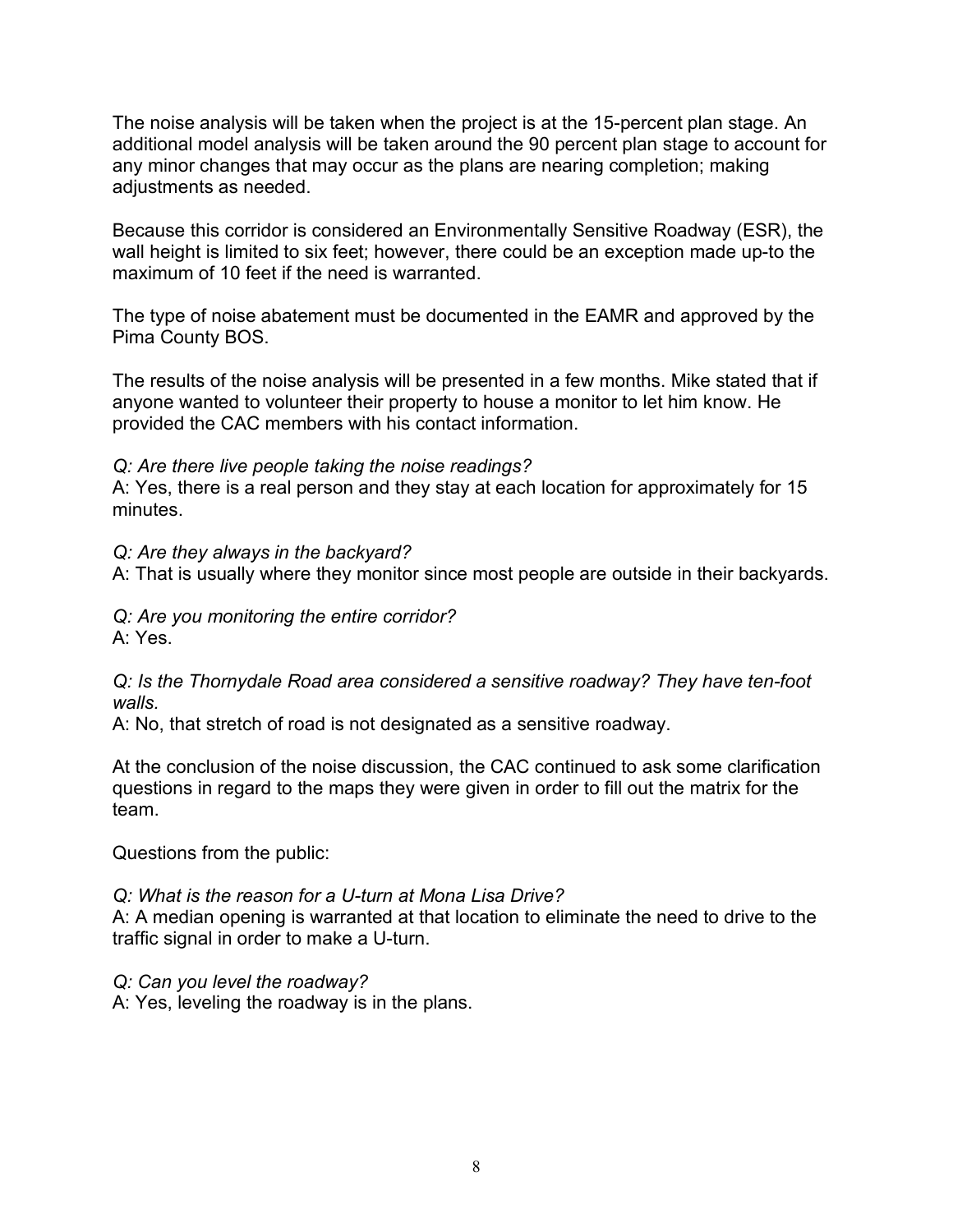The noise analysis will be taken when the project is at the 15-percent plan stage. An additional model analysis will be taken around the 90 percent plan stage to account for any minor changes that may occur as the plans are nearing completion; making adjustments as needed.

Because this corridor is considered an Environmentally Sensitive Roadway (ESR), the wall height is limited to six feet; however, there could be an exception made up-to the maximum of 10 feet if the need is warranted.

The type of noise abatement must be documented in the EAMR and approved by the Pima County BOS.

The results of the noise analysis will be presented in a few months. Mike stated that if anyone wanted to volunteer their property to house a monitor to let him know. He provided the CAC members with his contact information.

*Q: Are there live people taking the noise readings?*
A: Yes, there is a real person and they stay at each location for approximately for 15 minutes.

*Q: Are they always in the backyard?*
A: That is usually where they monitor since most people are outside in their backyards.

*Q: Are you monitoring the entire corridor?*
A: Yes.

*Q: Is the Thornydale Road area considered a sensitive roadway? They have ten-foot walls.*
A: No, that stretch of road is not designated as a sensitive roadway.

At the conclusion of the noise discussion, the CAC continued to ask some clarification questions in regard to the maps they were given in order to fill out the matrix for the team.

Questions from the public:

*Q: What is the reason for a U-turn at Mona Lisa Drive?*
A: A median opening is warranted at that location to eliminate the need to drive to the traffic signal in order to make a U-turn.

*Q: Can you level the roadway?*
A: Yes, leveling the roadway is in the plans.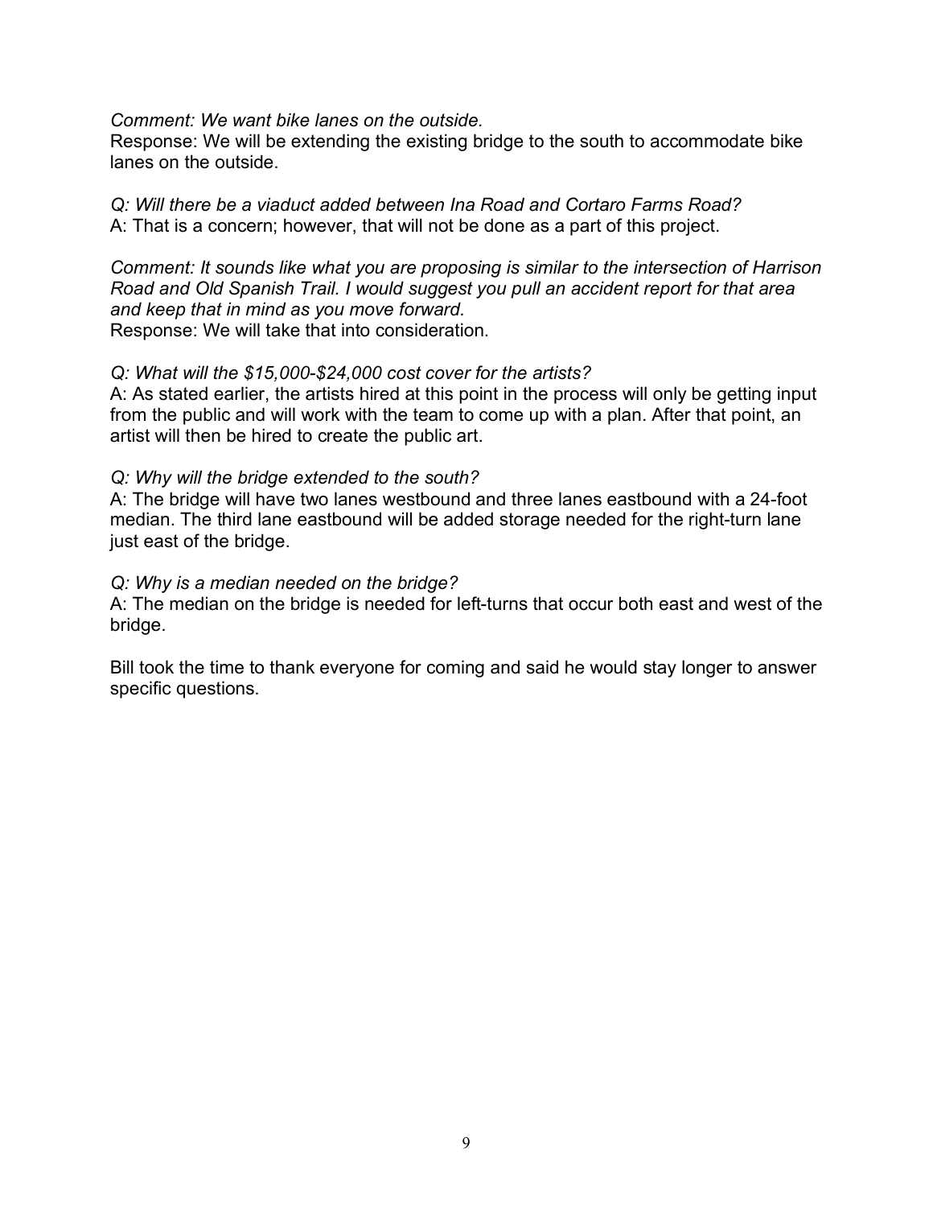*Comment: We want bike lanes on the outside.*
Response: We will be extending the existing bridge to the south to accommodate bike lanes on the outside.

*Q: Will there be a viaduct added between Ina Road and Cortaro Farms Road?*
A: That is a concern; however, that will not be done as a part of this project.

*Comment: It sounds like what you are proposing is similar to the intersection of Harrison Road and Old Spanish Trail. I would suggest you pull an accident report for that area and keep that in mind as you move forward.*
Response: We will take that into consideration.

*Q: What will the $15,000-$24,000 cost cover for the artists?*
A: As stated earlier, the artists hired at this point in the process will only be getting input from the public and will work with the team to come up with a plan. After that point, an artist will then be hired to create the public art.

*Q: Why will the bridge extended to the south?*
A: The bridge will have two lanes westbound and three lanes eastbound with a 24-foot median. The third lane eastbound will be added storage needed for the right-turn lane just east of the bridge.

*Q: Why is a median needed on the bridge?*
A: The median on the bridge is needed for left-turns that occur both east and west of the bridge.

Bill took the time to thank everyone for coming and said he would stay longer to answer specific questions.